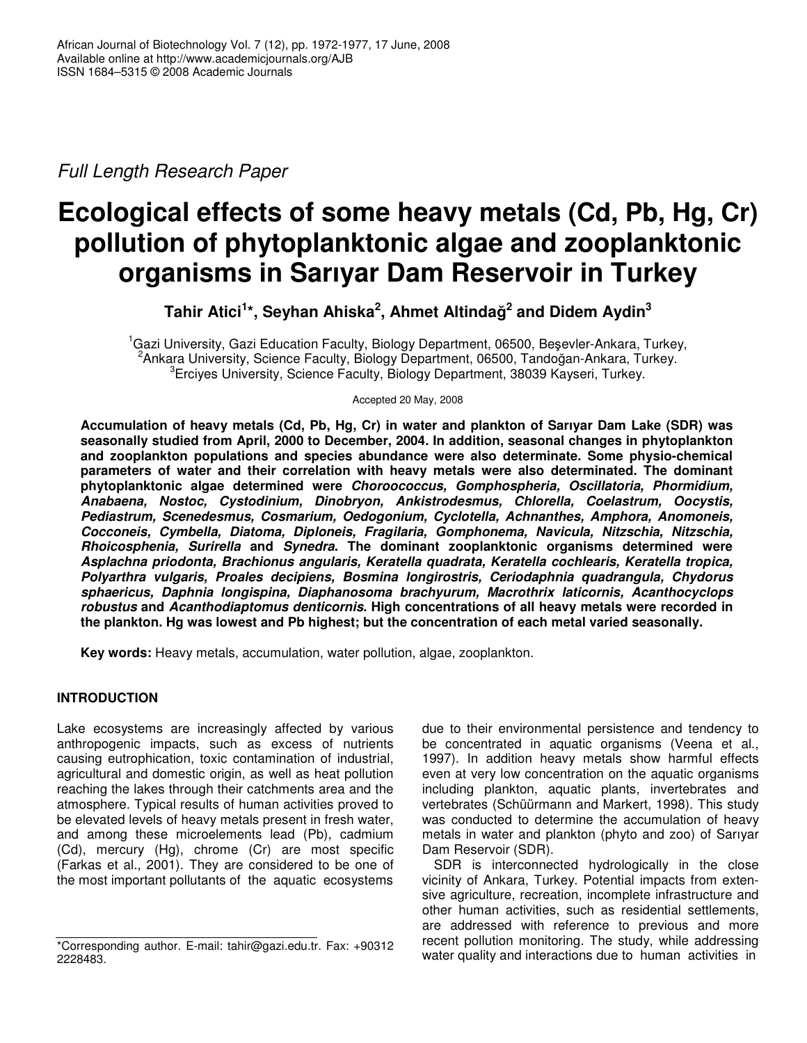*Full Length Research Paper*

# Ecological effects of some heavy metals (Cd, Pb, Hg, Cr) pollution of phytoplanktonic algae and zooplanktonic organisms in Sarıyar Dam Reservoir in Turkey

**Tahir Atici[1]*, Seyhan Ahiska[2], Ahmet Altindağ[2] and Didem Aydin[3]**

[1]Gazi University, Gazi Education Faculty, Biology Department, 06500, Beşevler-Ankara, Turkey,
[2]Ankara University, Science Faculty, Biology Department, 06500, Tandoğan-Ankara, Turkey.
[3]Erciyes University, Science Faculty, Biology Department, 38039 Kayseri, Turkey.

Accepted 20 May, 2008

**Accumulation of heavy metals (Cd, Pb, Hg, Cr) in water and plankton of Sarıyar Dam Lake (SDR) was seasonally studied from April, 2000 to December, 2004. In addition, seasonal changes in phytoplankton and zooplankton populations and species abundance were also determinate. Some physio-chemical parameters of water and their correlation with heavy metals were also determinated. The dominant phytoplanktonic algae determined were *Choroococcus, Gomphospheria, Oscillatoria, Phormidium, Anabaena, Nostoc, Cystodinium, Dinobryon, Ankistrodesmus, Chlorella, Coelastrum, Oocystis, Pediastrum, Scenedesmus, Cosmarium, Oedogonium, Cyclotella, Achnanthes, Amphora, Anomoneis, Cocconeis, Cymbella, Diatoma, Diploneis, Fragilaria, Gomphonema, Navicula, Nitzschia, Nitzschia, Rhoicosphenia, Surirella*** **and *Synedra*. The dominant zooplanktonic organisms determined were *Asplachna priodonta, Brachionus angularis, Keratella quadrata, Keratella cochlearis, Keratella tropica, Polyarthra vulgaris, Proales decipiens, Bosmina longirostris, Ceriodaphnia quadrangula, Chydorus sphaericus, Daphnia longispina, Diaphanosoma brachyurum, Macrothrix laticornis, Acanthocyclops robustus*** **and *Acanthodiaptomus denticornis*. High concentrations of all heavy metals were recorded in the plankton. Hg was lowest and Pb highest; but the concentration of each metal varied seasonally.**

**Key words:** Heavy metals, accumulation, water pollution, algae, zooplankton.

## INTRODUCTION

Lake ecosystems are increasingly affected by various anthropogenic impacts, such as excess of nutrients causing eutrophication, toxic contamination of industrial, agricultural and domestic origin, as well as heat pollution reaching the lakes through their catchments area and the atmosphere. Typical results of human activities proved to be elevated levels of heavy metals present in fresh water, and among these microelements lead (Pb), cadmium (Cd), mercury (Hg), chrome (Cr) are most specific (Farkas et al., 2001). They are considered to be one of the most important pollutants of the aquatic ecosystems due to their environmental persistence and tendency to be concentrated in aquatic organisms (Veena et al., 1997). In addition heavy metals show harmful effects even at very low concentration on the aquatic organisms including plankton, aquatic plants, invertebrates and vertebrates (Schüürmann and Markert, 1998). This study was conducted to determine the accumulation of heavy metals in water and plankton (phyto and zoo) of Sarıyar Dam Reservoir (SDR).

SDR is interconnected hydrologically in the close vicinity of Ankara, Turkey. Potential impacts from extensive agriculture, recreation, incomplete infrastructure and other human activities, such as residential settlements, are addressed with reference to previous and more recent pollution monitoring. The study, while addressing water quality and interactions due to human activities in

*Corresponding author. E-mail: tahir@gazi.edu.tr. Fax: +90312 2228483.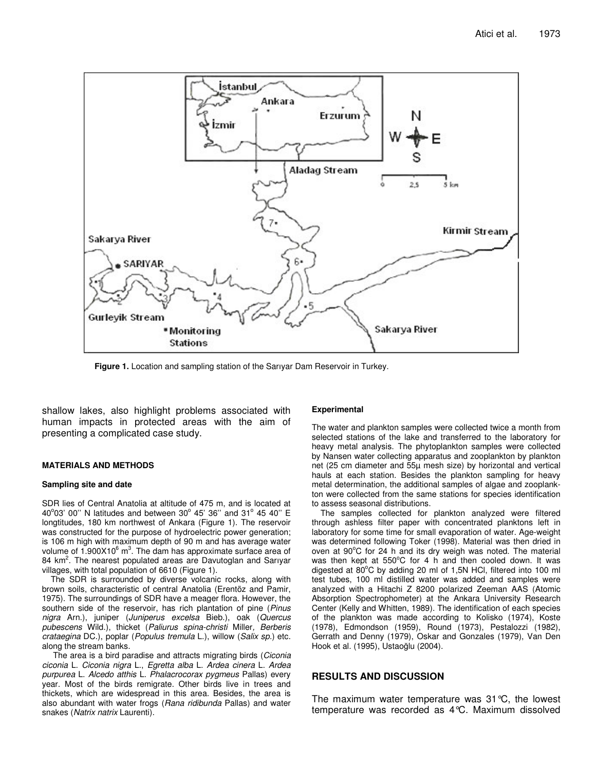**Figure 1.** Location and sampling station of the Sarıyar Dam Reservoir in Turkey.

shallow lakes, also highlight problems associated with human impacts in protected areas with the aim of presenting a complicated case study.

## MATERIALS AND METHODS

### Sampling site and date

SDR lies of Central Anatolia at altitude of 475 m, and is located at 40°03' 00'' N latitudes and between 30° 45' 36'' and 31° 45 40'' E longtitudes, 180 km northwest of Ankara (Figure 1). The reservoir was constructed for the purpose of hydroelectric power generation; is 106 m high with maximum depth of 90 m and has average water volume of $1.900X10^6$ $m^3$. The dam has approximate surface area of 84 $km^2$. The nearest populated areas are Davutoglan and Sarıyar villages, with total population of 6610 (Figure 1).

The SDR is surrounded by diverse volcanic rocks, along with brown soils, characteristic of central Anatolia (Erentöz and Pamir, 1975). The surroundings of SDR have a meager flora. However, the southern side of the reservoir, has rich plantation of pine (*Pinus nigra* Arn.), juniper (*Juniperus excelsa* Bieb.), oak (*Quercus pubescens* Wild.), thicket (*Paliurus spina-christi* Miller*, Berberis crataegina* DC.), poplar (*Populus tremula* L.), willow (*Salix sp.*) etc. along the stream banks.

The area is a bird paradise and attracts migrating birds (*Ciconia ciconia* L. *Ciconia nigra* L., *Egretta alba* L. *Ardea cinera* L. *Ardea purpurea* L. *Alcedo atthis* L. *Phalacrocorax pygmeus* Pallas) every year. Most of the birds remigrate. Other birds live in trees and thickets, which are widespread in this area. Besides, the area is also abundant with water frogs (*Rana ridibunda* Pallas) and water snakes (*Natrix natrix* Laurenti).

### Experimental

The water and plankton samples were collected twice a month from selected stations of the lake and transferred to the laboratory for heavy metal analysis. The phytoplankton samples were collected by Nansen water collecting apparatus and zooplankton by plankton net (25 cm diameter and 55µ mesh size) by horizontal and vertical hauls at each station. Besides the plankton sampling for heavy metal determination, the additional samples of algae and zooplankton were collected from the same stations for species identification to assess seasonal distributions.

The samples collected for plankton analyzed were filtered through ashless filter paper with concentrated planktons left in laboratory for some time for small evaporation of water. Age-weight was determined following Toker (1998). Material was then dried in oven at 90°C for 24 h and its dry weigh was noted. The material was then kept at 550°C for 4 h and then cooled down. It was digested at 80°C by adding 20 ml of 1,5N HCl, filtered into 100 ml test tubes, 100 ml distilled water was added and samples were analyzed with a Hitachi Z 8200 polarized Zeeman AAS (Atomic Absorption Spectrophometer) at the Ankara University Research Center (Kelly and Whitten, 1989). The identification of each species of the plankton was made according to Kolisko (1974), Koste (1978), Edmondson (1959), Round (1973), Pestalozzi (1982), Gerrath and Denny (1979), Oskar and Gonzales (1979), Van Den Hook et al. (1995), Ustaoğlu (2004).

## RESULTS AND DISCUSSION

The maximum water temperature was 31°C, the lowest temperature was recorded as 4°C. Maximum dissolved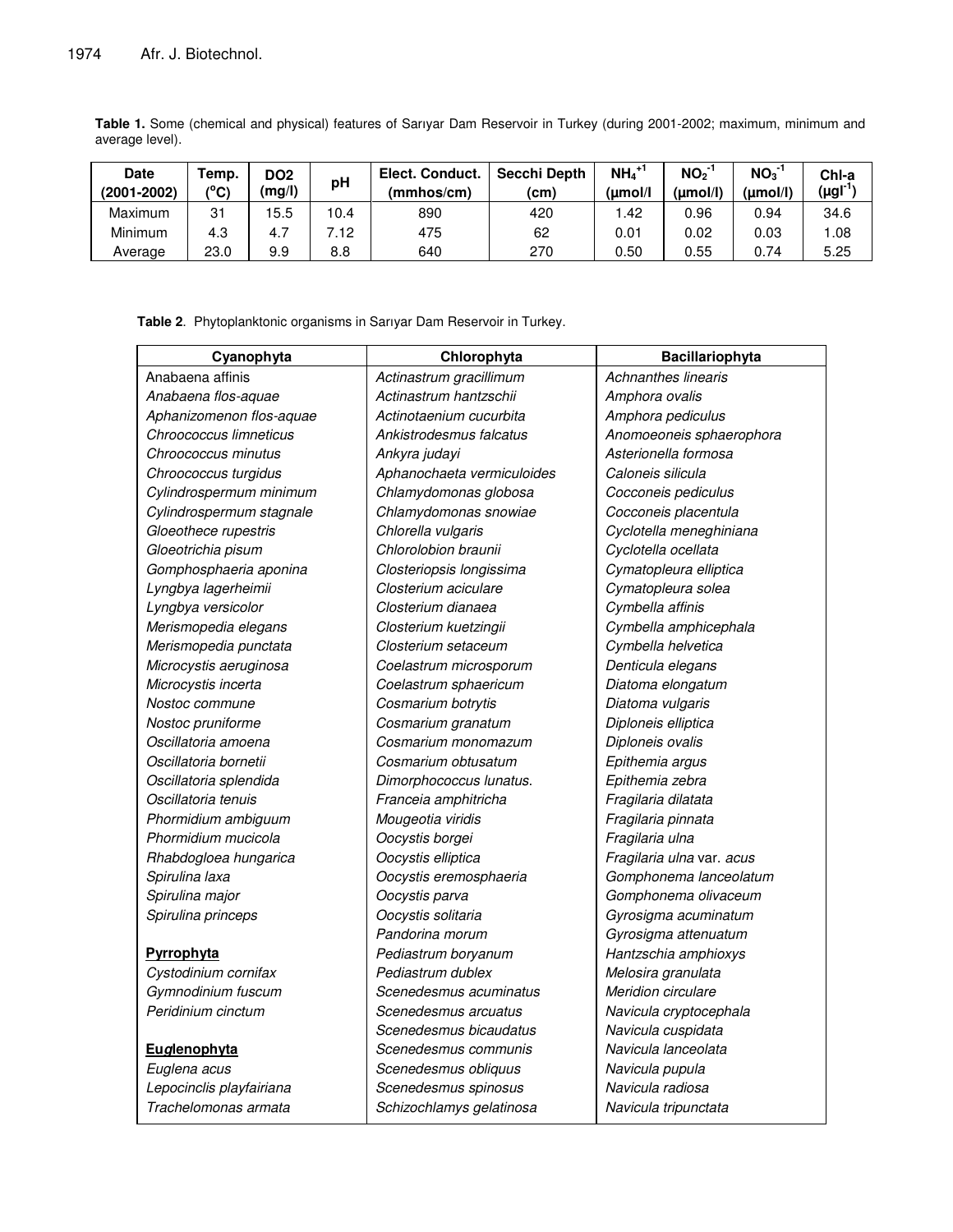**Table 1.** Some (chemical and physical) features of Sarıyar Dam Reservoir in Turkey (during 2001-2002; maximum, minimum and average level).

| Date (2001-2002) | Temp. (°C) | DO2 (mg/l) | pH | Elect. Conduct. (mmhos/cm) | Secchi Depth (cm) | $NH_4^{+1}$ (µmol/l | $NO_2^{-1}$ (µmol/l) | $NO_3^{-1}$ (µmol/l) | Chl-a (µgl$^{-1}$) |
|---|---|---|---|---|---|---|---|---|---|
| Maximum | 31 | 15.5 | 10.4 | 890 | 420 | 1.42 | 0.96 | 0.94 | 34.6 |
| Minimum | 4.3 | 4.7 | 7.12 | 475 | 62 | 0.01 | 0.02 | 0.03 | 1.08 |
| Average | 23.0 | 9.9 | 8.8 | 640 | 270 | 0.50 | 0.55 | 0.74 | 5.25 |

**Table 2**. Phytoplanktonic organisms in Sarıyar Dam Reservoir in Turkey.

| Cyanophyta | Chlorophyta | Bacillariophyta |
|---|---|---|
| Anabaena affinis | *Actinastrum gracillimum* | *Achnanthes linearis* |
| *Anabaena flos-aquae* | *Actinastrum hantzschii* | *Amphora ovalis* |
| *Aphanizomenon flos-aquae* | *Actinotaenium cucurbita* | *Amphora pediculus* |
| *Chroococcus limneticus* | *Ankistrodesmus falcatus* | *Anomoeoneis sphaerophora* |
| *Chroococcus minutus* | *Ankyra judayi* | *Asterionella formosa* |
| *Chroococcus turgidus* | *Aphanochaeta vermiculoides* | *Caloneis silicula* |
| *Cylindrospermum minimum* | *Chlamydomonas globosa* | *Cocconeis pediculus* |
| *Cylindrospermum stagnale* | *Chlamydomonas snowiae* | *Cocconeis placentula* |
| *Gloeothece rupestris* | *Chlorella vulgaris* | *Cyclotella meneghiniana* |
| *Gloeotrichia pisum* | *Chlorolobion braunii* | *Cyclotella ocellata* |
| *Gomphosphaeria aponina* | *Closteriopsis longissima* | *Cymatopleura elliptica* |
| *Lyngbya lagerheimii* | *Closterium aciculare* | *Cymatopleura solea* |
| *Lyngbya versicolor* | *Closterium dianaea* | *Cymbella affinis* |
| *Merismopedia elegans* | *Closterium kuetzingii* | *Cymbella amphicephala* |
| *Merismopedia punctata* | *Closterium setaceum* | *Cymbella helvetica* |
| *Microcystis aeruginosa* | *Coelastrum microsporum* | *Denticula elegans* |
| *Microcystis incerta* | *Coelastrum sphaericum* | *Diatoma elongatum* |
| *Nostoc commune* | *Cosmarium botrytis* | *Diatoma vulgaris* |
| *Nostoc pruniforme* | *Cosmarium granatum* | *Diploneis elliptica* |
| *Oscillatoria amoena* | *Cosmarium monomazum* | *Diploneis ovalis* |
| *Oscillatoria bornetii* | *Cosmarium obtusatum* | *Epithemia argus* |
| *Oscillatoria splendida* | *Dimorphococcus lunatus*. | *Epithemia zebra* |
| *Oscillatoria tenuis* | *Franceia amphitricha* | *Fragilaria dilatata* |
| *Phormidium ambiguum* | *Mougeotia viridis* | *Fragilaria pinnata* |
| *Phormidium mucicola* | *Oocystis borgei* | *Fragilaria ulna* |
| *Rhabdogloea hungarica* | *Oocystis elliptica* | *Fragilaria ulna* var. *acus* |
| *Spirulina laxa* | *Oocystis eremosphaeria* | *Gomphonema lanceolatum* |
| *Spirulina major* | *Oocystis parva* | *Gomphonema olivaceum* |
| *Spirulina princeps* | *Oocystis solitaria* | *Gyrosigma acuminatum* |
| | *Pandorina morum* | *Gyrosigma attenuatum* |
| **Pyrrophyta** | *Pediastrum boryanum* | *Hantzschia amphioxys* |
| *Cystodinium cornifax* | *Pediastrum dublex* | *Melosira granulata* |
| *Gymnodinium fuscum* | *Scenedesmus acuminatus* | *Meridion circulare* |
| *Peridinium cinctum* | *Scenedesmus arcuatus* | *Navicula cryptocephala* |
| | *Scenedesmus bicaudatus* | *Navicula cuspidata* |
| **Euglenophyta** | *Scenedesmus communis* | *Navicula lanceolata* |
| *Euglena acus* | *Scenedesmus obliquus* | *Navicula pupula* |
| *Lepocinclis playfairiana* | *Scenedesmus spinosus* | *Navicula radiosa* |
| *Trachelomonas armata* | *Schizochlamys gelatinosa* | *Navicula tripunctata* |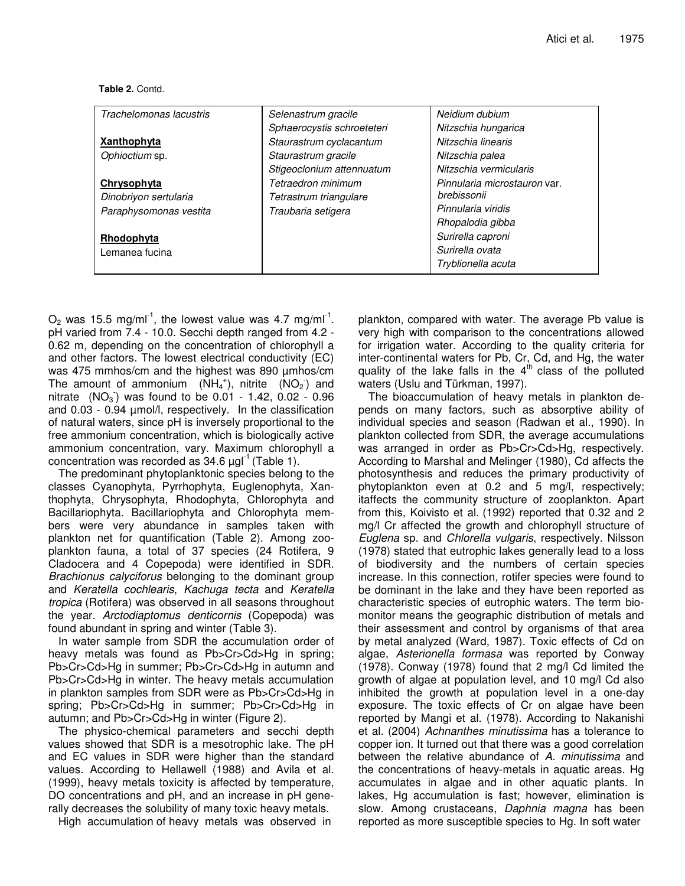**Table 2.** Contd.

| | | |
|---|---|---|
| *Trachelomonas lacustris* | *Selenastrum gracile* | *Neidium dubium* |
| | *Sphaerocystis schroeteteri* | *Nitzschia hungarica* |
| **Xanthophyta** | *Staurastrum cyclacantum* | *Nitzschia linearis* |
| *Ophioctium* sp. | *Staurastrum gracile* | *Nitzschia palea* |
| | *Stigeoclonium attennuatum* | *Nitzschia vermicularis* |
| **Chrysophyta** | *Tetraedron minimum* | *Pinnularia microstauron* var. *brebissonii* |
| *Dinobriyon sertularia* | *Tetrastrum triangulare* | |
| *Paraphysomonas vestita* | *Traubaria setigera* | *Pinnularia viridis* |
| | | *Rhopalodia gibba* |
| **Rhodophyta** | | *Surirella caproni* |
| Lemanea fucina | | *Surirella ovata* |
| | | *Tryblionella acuta* |

$O_2$ was 15.5 mg/ml$^{-1}$, the lowest value was 4.7 mg/ml$^{-1}$. pH varied from 7.4 - 10.0. Secchi depth ranged from 4.2 - 0.62 m, depending on the concentration of chlorophyll a and other factors. The lowest electrical conductivity (EC) was 475 mmhos/cm and the highest was 890 µmhos/cm The amount of ammonium ($NH_4^+$), nitrite ($NO_2^-$) and nitrate ($NO_3^-$) was found to be 0.01 - 1.42, 0.02 - 0.96 and 0.03 - 0.94 µmol/l, respectively. In the classification of natural waters, since pH is inversely proportional to the free ammonium concentration, which is biologically active ammonium concentration, vary. Maximum chlorophyll a concentration was recorded as 34.6 µgl$^{-1}$ (Table 1).

The predominant phytoplanktonic species belong to the classes Cyanophyta, Pyrrhophyta, Euglenophyta, Xanthophyta, Chrysophyta, Rhodophyta, Chlorophyta and Bacillariophyta. Bacillariophyta and Chlorophyta members were very abundance in samples taken with plankton net for quantification (Table 2). Among zooplankton fauna, a total of 37 species (24 Rotifera, 9 Cladocera and 4 Copepoda) were identified in SDR. *Brachionus calyciforus* belonging to the dominant group and *Keratella cochlearis*, *Kachuga tecta* and *Keratella tropica* (Rotifera) was observed in all seasons throughout the year. *Arctodiaptomus denticornis* (Copepoda) was found abundant in spring and winter (Table 3).

In water sample from SDR the accumulation order of heavy metals was found as Pb>Cr>Cd>Hg in spring; Pb>Cr>Cd>Hg in summer; Pb>Cr>Cd>Hg in autumn and Pb>Cr>Cd>Hg in winter. The heavy metals accumulation in plankton samples from SDR were as Pb>Cr>Cd>Hg in spring; Pb>Cr>Cd>Hg in summer; Pb>Cr>Cd>Hg in autumn; and Pb>Cr>Cd>Hg in winter (Figure 2).

The physico-chemical parameters and secchi depth values showed that SDR is a mesotrophic lake. The pH and EC values in SDR were higher than the standard values. According to Hellawell (1988) and Avila et al. (1999), heavy metals toxicity is affected by temperature, DO concentrations and pH, and an increase in pH generally decreases the solubility of many toxic heavy metals.

High accumulation of heavy metals was observed in plankton, compared with water. The average Pb value is very high with comparison to the concentrations allowed for irrigation water. According to the quality criteria for inter-continental waters for Pb, Cr, Cd, and Hg, the water quality of the lake falls in the 4$^{th}$ class of the polluted waters (Uslu and Türkman, 1997).

The bioaccumulation of heavy metals in plankton depends on many factors, such as absorptive ability of individual species and season (Radwan et al., 1990). In plankton collected from SDR, the average accumulations was arranged in order as Pb>Cr>Cd>Hg, respectively. According to Marshal and Melinger (1980), Cd affects the photosynthesis and reduces the primary productivity of phytoplankton even at 0.2 and 5 mg/l, respectively; itaffects the community structure of zooplankton. Apart from this, Koivisto et al. (1992) reported that 0.32 and 2 mg/l Cr affected the growth and chlorophyll structure of *Euglena* sp. and *Chlorella vulgaris*, respectively. Nilsson (1978) stated that eutrophic lakes generally lead to a loss of biodiversity and the numbers of certain species increase. In this connection, rotifer species were found to be dominant in the lake and they have been reported as characteristic species of eutrophic waters. The term biomonitor means the geographic distribution of metals and their assessment and control by organisms of that area by metal analyzed (Ward, 1987). Toxic effects of Cd on algae, *Asterionella formasa* was reported by Conway (1978). Conway (1978) found that 2 mg/l Cd limited the growth of algae at population level, and 10 mg/l Cd also inhibited the growth at population level in a one-day exposure. The toxic effects of Cr on algae have been reported by Mangi et al. (1978). According to Nakanishi et al. (2004) *Achnanthes minutissima* has a tolerance to copper ion. It turned out that there was a good correlation between the relative abundance of *A. minutissima* and the concentrations of heavy-metals in aquatic areas. Hg accumulates in algae and in other aquatic plants. In lakes, Hg accumulation is fast; however, elimination is slow. Among crustaceans, *Daphnia magna* has been reported as more susceptible species to Hg. In soft water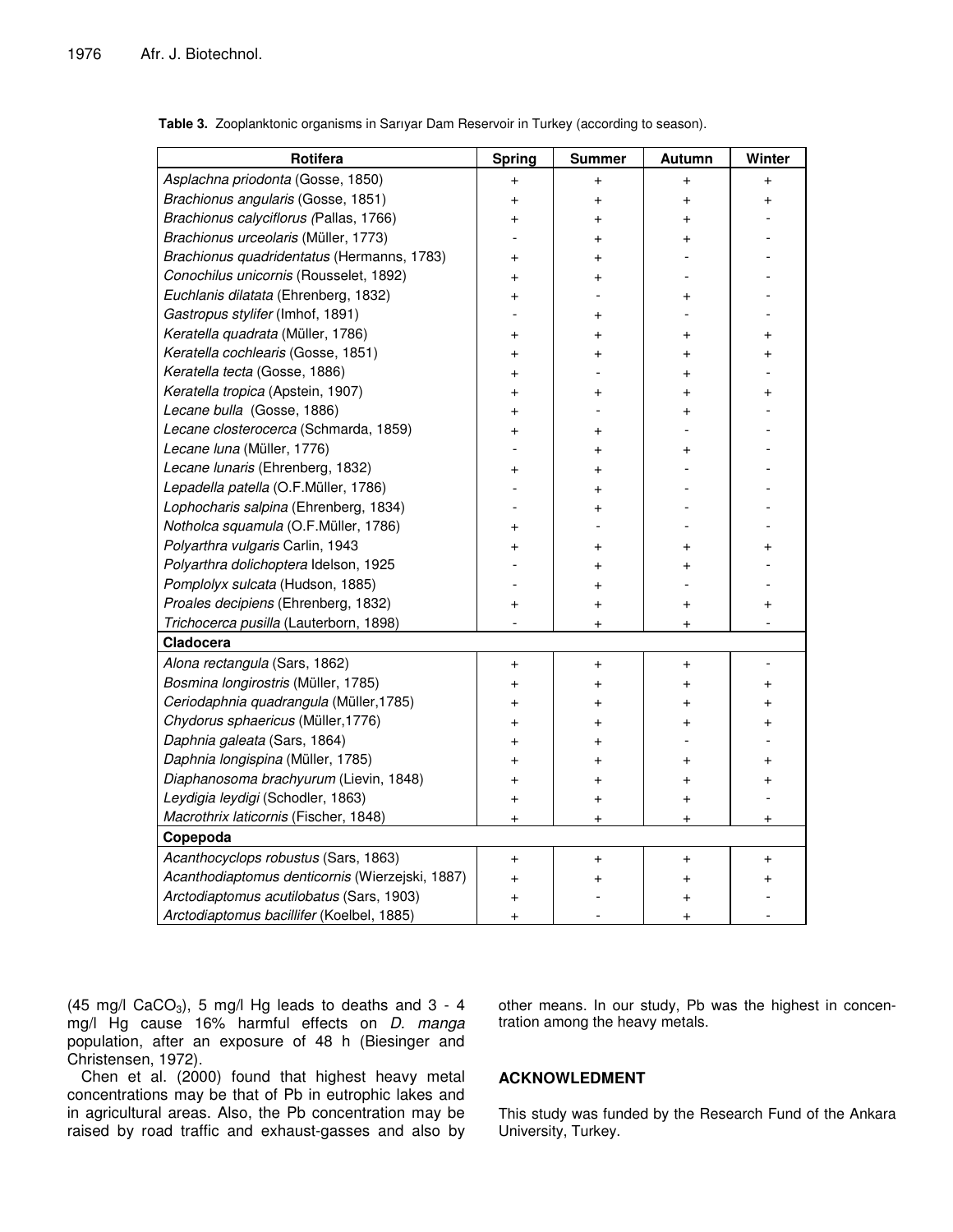**Table 3.** Zooplanktonic organisms in Sarıyar Dam Reservoir in Turkey (according to season).

| Rotifera | Spring | Summer | Autumn | Winter |
|---|---|---|---|---|
| *Asplachna priodonta* (Gosse, 1850) | + | + | + | + |
| *Brachionus angularis* (Gosse, 1851) | + | + | + | + |
| *Brachionus calyciflorus (*Pallas, 1766) | + | + | + | - |
| *Brachionus urceolaris* (Müller, 1773) | - | + | + | - |
| *Brachionus quadridentatus* (Hermanns, 1783) | + | + | - | - |
| *Conochilus unicornis* (Rousselet, 1892) | + | + | - | - |
| *Euchlanis dilatata* (Ehrenberg, 1832) | + | - | + | - |
| *Gastropus stylifer* (Imhof, 1891) | - | + | - | - |
| *Keratella quadrata* (Müller, 1786) | + | + | + | + |
| *Keratella cochlearis* (Gosse, 1851) | + | + | + | + |
| *Keratella tecta* (Gosse, 1886) | + | - | + | - |
| *Keratella tropica* (Apstein, 1907) | + | + | + | + |
| *Lecane bulla* (Gosse, 1886) | + | - | + | - |
| *Lecane closterocerca* (Schmarda, 1859) | + | + | - | - |
| *Lecane luna* (Müller, 1776) | - | + | + | - |
| *Lecane lunaris* (Ehrenberg, 1832) | + | + | - | - |
| *Lepadella patella* (O.F.Müller, 1786) | - | + | - | - |
| *Lophocharis salpina* (Ehrenberg, 1834) | - | + | - | - |
| *Notholca squamula* (O.F.Müller, 1786) | + | - | - | - |
| *Polyarthra vulgaris* Carlin, 1943 | + | + | + | + |
| *Polyarthra dolichoptera* Idelson, 1925 | - | + | + | - |
| *Pomplolyx sulcata* (Hudson, 1885) | - | + | - | - |
| *Proales decipiens* (Ehrenberg, 1832) | + | + | + | + |
| *Trichocerca pusilla* (Lauterborn, 1898) | - | + | + | - |
| **Cladocera** | | | | |
| *Alona rectangula* (Sars, 1862) | + | + | + | - |
| *Bosmina longirostris* (Müller, 1785) | + | + | + | + |
| *Ceriodaphnia quadrangula* (Müller,1785) | + | + | + | + |
| *Chydorus sphaericus* (Müller,1776) | + | + | + | + |
| *Daphnia galeata* (Sars, 1864) | + | + | - | - |
| *Daphnia longispina* (Müller, 1785) | + | + | + | + |
| *Diaphanosoma brachyurum* (Lievin, 1848) | + | + | + | + |
| *Leydigia leydigi* (Schodler, 1863) | + | + | + | - |
| *Macrothrix laticornis* (Fischer, 1848) | + | + | + | + |
| **Copepoda** | | | | |
| *Acanthocyclops robustus* (Sars, 1863) | + | + | + | + |
| *Acanthodiaptomus denticornis* (Wierzejski, 1887) | + | + | + | + |
| *Arctodiaptomus acutilobatus* (Sars, 1903) | + | - | + | - |
| *Arctodiaptomus bacillifer* (Koelbel, 1885) | + | - | + | - |

(45 mg/l $CaCO_3$), 5 mg/l Hg leads to deaths and 3 - 4 mg/l Hg cause 16% harmful effects on *D. manga* population, after an exposure of 48 h (Biesinger and Christensen, 1972).

Chen et al. (2000) found that highest heavy metal concentrations may be that of Pb in eutrophic lakes and in agricultural areas. Also, the Pb concentration may be raised by road traffic and exhaust-gasses and also by other means. In our study, Pb was the highest in concentration among the heavy metals.

## ACKNOWLEDMENT

This study was funded by the Research Fund of the Ankara University, Turkey.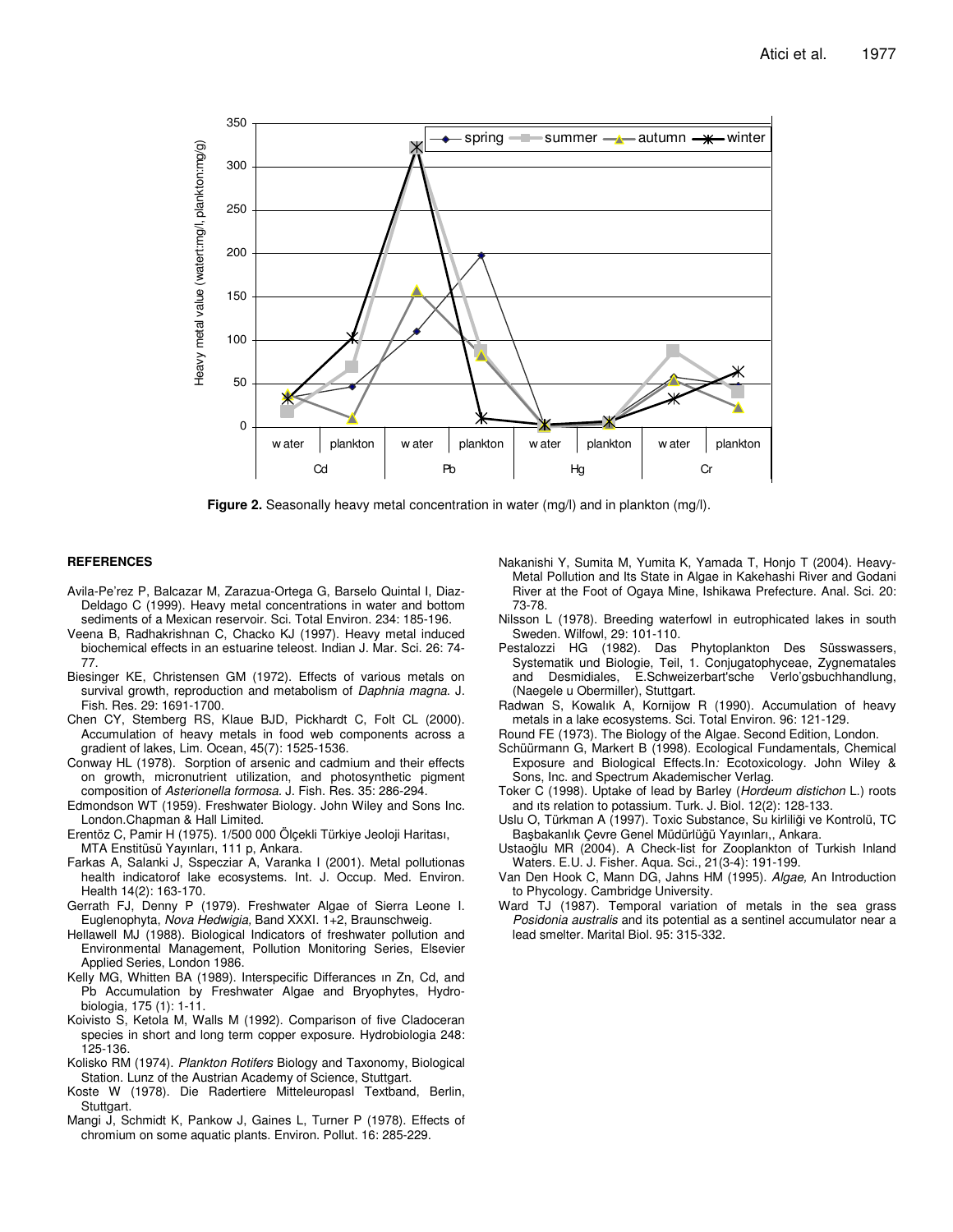350
300
250
200
150
100
50
0

Heavy metal value (watert:mg/l, plankton:mg/g)

spring summer autumn winter

w ater plankton w ater plankton w ater plankton w ater plankton

Cd Pb Hg Cr

**Figure 2.** Seasonally heavy metal concentration in water (mg/l) and in plankton (mg/l).

## REFERENCES

Avila-Pe'rez P, Balcazar M, Zarazua-Ortega G, Barselo Quintal I, Diaz-Deldago C (1999). Heavy metal concentrations in water and bottom sediments of a Mexican reservoir. Sci. Total Environ. 234: 185-196.

Veena B, Radhakrishnan C, Chacko KJ (1997). Heavy metal induced biochemical effects in an estuarine teleost. Indian J. Mar. Sci. 26: 74-77.

Biesinger KE, Christensen GM (1972). Effects of various metals on survival growth, reproduction and metabolism of *Daphnia magna*. J. Fish. Res. 29: 1691-1700.

Chen CY, Stemberg RS, Klaue BJD, Pickhardt C, Folt CL (2000). Accumulation of heavy metals in food web components across a gradient of lakes, Lim. Ocean, 45(7): 1525-1536.

Conway HL (1978). Sorption of arsenic and cadmium and their effects on growth, micronutrient utilization, and photosynthetic pigment composition of *Asterionella formosa*. J. Fish. Res. 35: 286-294.

Edmondson WT (1959). Freshwater Biology. John Wiley and Sons Inc. London.Chapman & Hall Limited.

Erentöz C, Pamir H (1975). 1/500 000 Ölçekli Türkiye Jeoloji Haritası, MTA Enstitüsü Yayınları, 111 p, Ankara.

Farkas A, Salanki J, Sspecziar A, Varanka I (2001). Metal pollutionas health indicatorof lake ecosystems. Int. J. Occup. Med. Environ. Health 14(2): 163-170.

Gerrath FJ, Denny P (1979). Freshwater Algae of Sierra Leone I. Euglenophyta, *Nova Hedwigia,* Band XXXI. 1+2, Braunschweig.

Hellawell MJ (1988). Biological Indicators of freshwater pollution and Environmental Management, Pollution Monitoring Series, Elsevier Applied Series, London 1986.

Kelly MG, Whitten BA (1989). Interspecific Differances ın Zn, Cd, and Pb Accumulation by Freshwater Algae and Bryophytes, Hydrobiologia, 175 (1): 1-11.

Koivisto S, Ketola M, Walls M (1992). Comparison of five Cladoceran species in short and long term copper exposure. Hydrobiologia 248: 125-136.

Kolisko RM (1974). *Plankton Rotifers* Biology and Taxonomy, Biological Station. Lunz of the Austrian Academy of Science, Stuttgart.

Koste W (1978). Die Radertiere MitteleuropasI Textband, Berlin, Stuttgart.

Mangi J, Schmidt K, Pankow J, Gaines L, Turner P (1978). Effects of chromium on some aquatic plants. Environ. Pollut. 16: 285-229.

Nakanishi Y, Sumita M, Yumita K, Yamada T, Honjo T (2004). Heavy-Metal Pollution and Its State in Algae in Kakehashi River and Godani River at the Foot of Ogaya Mine, Ishikawa Prefecture. Anal. Sci. 20: 73-78.

Nilsson L (1978). Breeding waterfowl in eutrophicated lakes in south Sweden. Wilfowl, 29: 101-110.

Pestalozzi HG (1982). Das Phytoplankton Des Süsswassers, Systematik und Biologie, Teil, 1. Conjugatophyceae, Zygnematales and Desmidiales, E.Schweizerbart'sche Verlo'gsbuchhandlung, (Naegele u Obermiller), Stuttgart.

Radwan S, Kowalık A, Kornijow R (1990). Accumulation of heavy metals in a lake ecosystems. Sci. Total Environ. 96: 121-129.

Round FE (1973). The Biology of the Algae. Second Edition, London.

Schüürmann G, Markert B (1998). Ecological Fundamentals, Chemical Exposure and Biological Effects.In*:* Ecotoxicology. John Wiley & Sons, Inc. and Spectrum Akademischer Verlag.

Toker C (1998). Uptake of lead by Barley (*Hordeum distichon* L.) roots and ıts relation to potassium. Turk. J. Biol. 12(2): 128-133.

Uslu O, Türkman A (1997). Toxic Substance, Su kirliliği ve Kontrolü, TC Başbakanlık Çevre Genel Müdürlüğü Yayınları,, Ankara.

Ustaoğlu MR (2004). A Check-list for Zooplankton of Turkish Inland Waters. E.U. J. Fisher. Aqua. Sci., 21(3-4): 191-199.

Van Den Hook C, Mann DG, Jahns HM (1995). *Algae,* An Introduction to Phycology. Cambridge University.

Ward TJ (1987). Temporal variation of metals in the sea grass *Posidonia australis* and its potential as a sentinel accumulator near a lead smelter. Marital Biol. 95: 315-332.